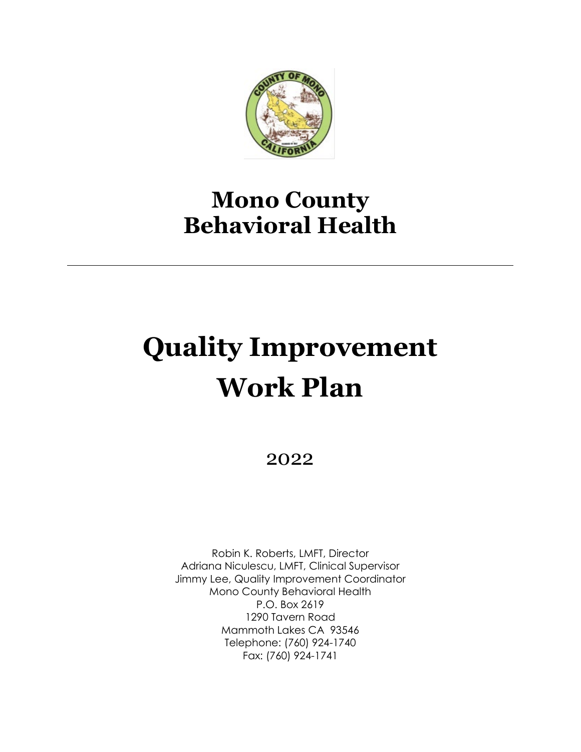# Mono County Behavioral Health

# Quality Improvement Work Plan

2022

Robin K. Roberts, LMFT, Director
Adriana Niculescu, LMFT, Clinical Supervisor
Jimmy Lee, Quality Improvement Coordinator
Mono County Behavioral Health
P.O. Box 2619
1290 Tavern Road
Mammoth Lakes CA 93546
Telephone: (760) 924-1740
Fax: (760) 924-1741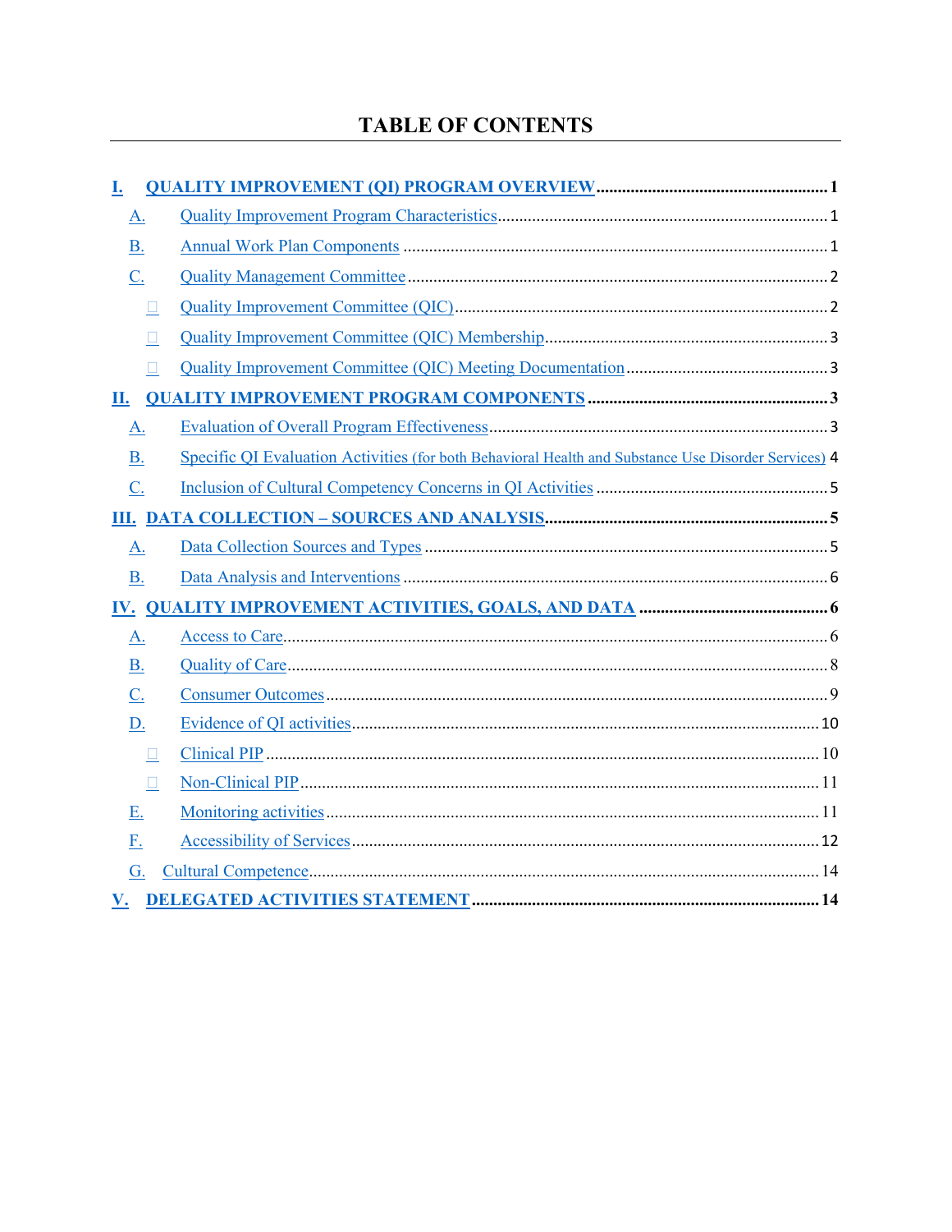# TABLE OF CONTENTS

**I. QUALITY IMPROVEMENT (QI) PROGRAM OVERVIEW** ........ **1**

- A. Quality Improvement Program Characteristics ........ 1
- B. Annual Work Plan Components ........ 1
- C. Quality Management Committee ........ 2
  - Quality Improvement Committee (QIC) ........ 2
  - Quality Improvement Committee (QIC) Membership ........ 3
  - Quality Improvement Committee (QIC) Meeting Documentation ........ 3

**II. QUALITY IMPROVEMENT PROGRAM COMPONENTS** ........ **3**

- A. Evaluation of Overall Program Effectiveness ........ 3
- B. Specific QI Evaluation Activities (for both Behavioral Health and Substance Use Disorder Services) 4
- C. Inclusion of Cultural Competency Concerns in QI Activities ........ 5

**III. DATA COLLECTION – SOURCES AND ANALYSIS** ........ **5**

- A. Data Collection Sources and Types ........ 5
- B. Data Analysis and Interventions ........ 6

**IV. QUALITY IMPROVEMENT ACTIVITIES, GOALS, AND DATA** ........ **6**

- A. Access to Care ........ 6
- B. Quality of Care ........ 8
- C. Consumer Outcomes ........ 9
- D. Evidence of QI activities ........ 10
  - Clinical PIP ........ 10
  - Non-Clinical PIP ........ 11
- E. Monitoring activities ........ 11
- F. Accessibility of Services ........ 12
- G. Cultural Competence ........ 14

**V. DELEGATED ACTIVITIES STATEMENT** ........ **14**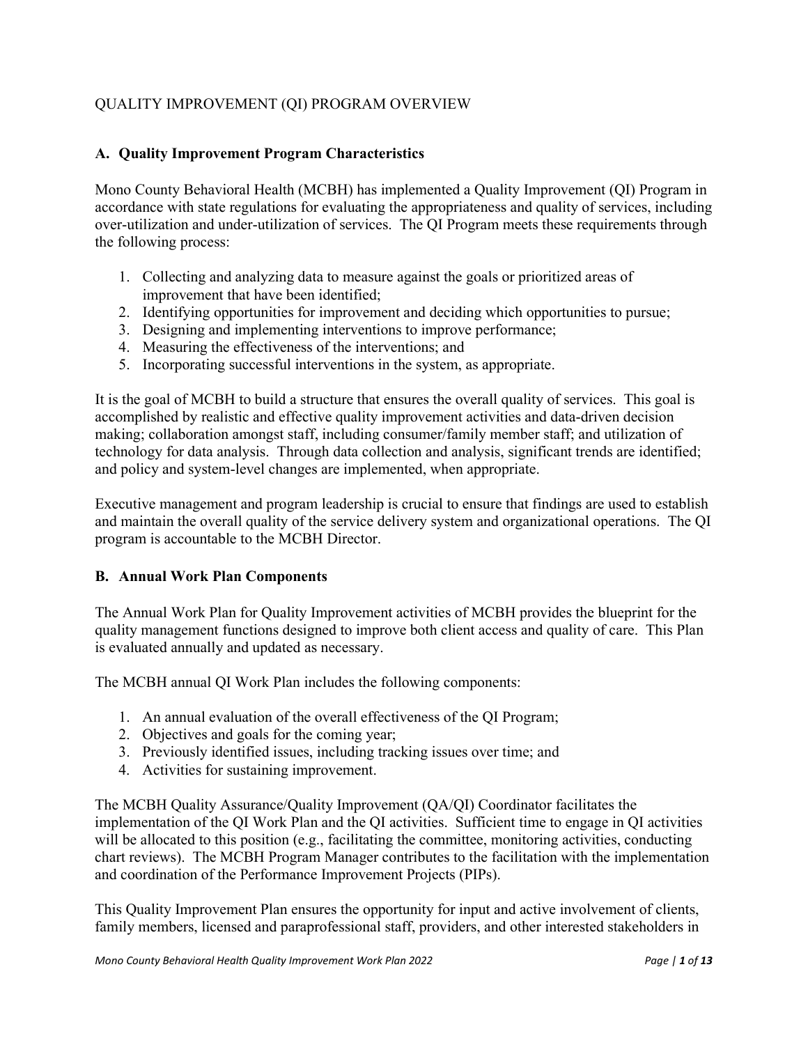QUALITY IMPROVEMENT (QI) PROGRAM OVERVIEW

## A. Quality Improvement Program Characteristics

Mono County Behavioral Health (MCBH) has implemented a Quality Improvement (QI) Program in accordance with state regulations for evaluating the appropriateness and quality of services, including over-utilization and under-utilization of services. The QI Program meets these requirements through the following process:

1. Collecting and analyzing data to measure against the goals or prioritized areas of improvement that have been identified;
2. Identifying opportunities for improvement and deciding which opportunities to pursue;
3. Designing and implementing interventions to improve performance;
4. Measuring the effectiveness of the interventions; and
5. Incorporating successful interventions in the system, as appropriate.

It is the goal of MCBH to build a structure that ensures the overall quality of services. This goal is accomplished by realistic and effective quality improvement activities and data-driven decision making; collaboration amongst staff, including consumer/family member staff; and utilization of technology for data analysis. Through data collection and analysis, significant trends are identified; and policy and system-level changes are implemented, when appropriate.

Executive management and program leadership is crucial to ensure that findings are used to establish and maintain the overall quality of the service delivery system and organizational operations. The QI program is accountable to the MCBH Director.

## B. Annual Work Plan Components

The Annual Work Plan for Quality Improvement activities of MCBH provides the blueprint for the quality management functions designed to improve both client access and quality of care. This Plan is evaluated annually and updated as necessary.

The MCBH annual QI Work Plan includes the following components:

1. An annual evaluation of the overall effectiveness of the QI Program;
2. Objectives and goals for the coming year;
3. Previously identified issues, including tracking issues over time; and
4. Activities for sustaining improvement.

The MCBH Quality Assurance/Quality Improvement (QA/QI) Coordinator facilitates the implementation of the QI Work Plan and the QI activities. Sufficient time to engage in QI activities will be allocated to this position (e.g., facilitating the committee, monitoring activities, conducting chart reviews). The MCBH Program Manager contributes to the facilitation with the implementation and coordination of the Performance Improvement Projects (PIPs).

This Quality Improvement Plan ensures the opportunity for input and active involvement of clients, family members, licensed and paraprofessional staff, providers, and other interested stakeholders in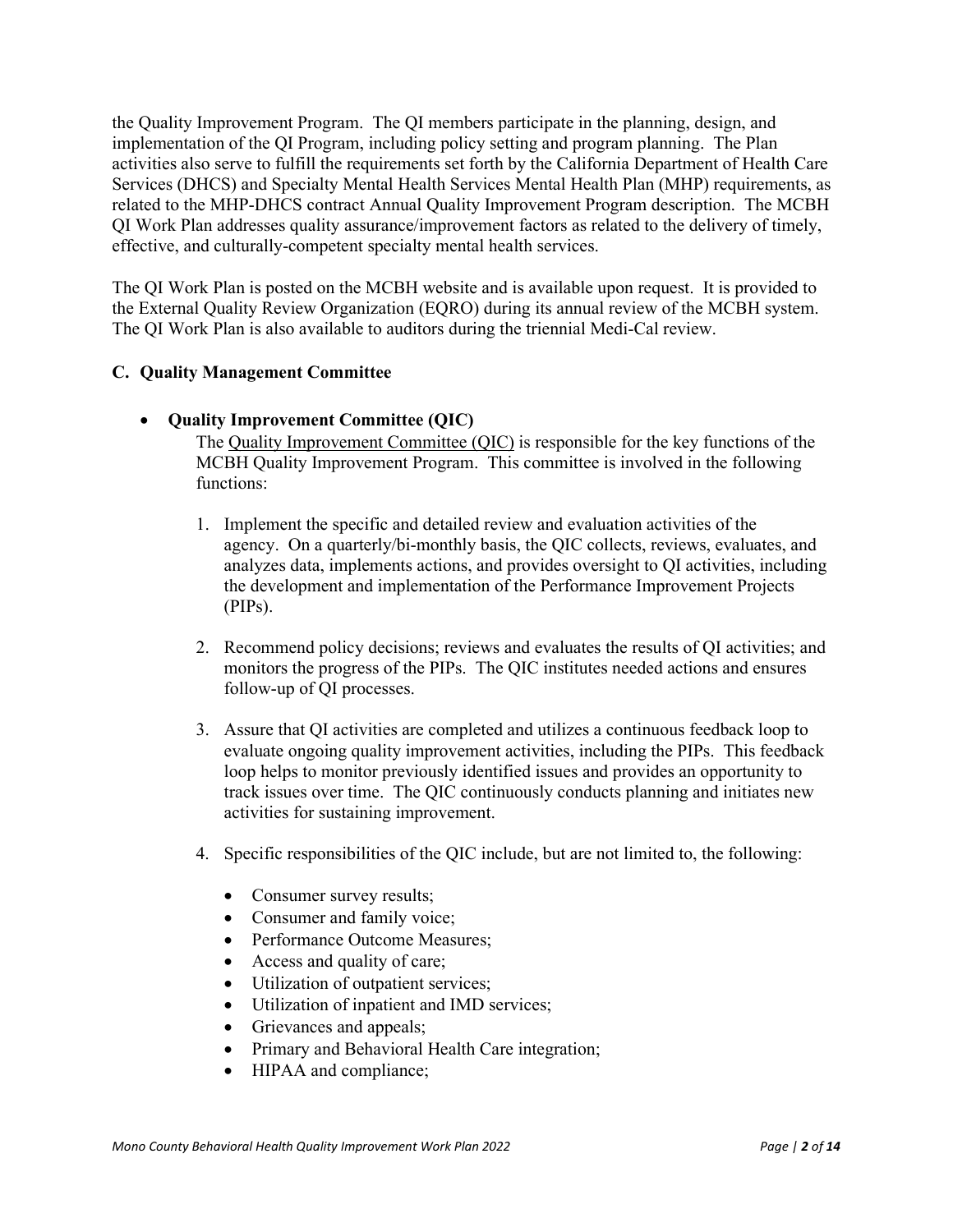the Quality Improvement Program. The QI members participate in the planning, design, and implementation of the QI Program, including policy setting and program planning. The Plan activities also serve to fulfill the requirements set forth by the California Department of Health Care Services (DHCS) and Specialty Mental Health Services Mental Health Plan (MHP) requirements, as related to the MHP-DHCS contract Annual Quality Improvement Program description. The MCBH QI Work Plan addresses quality assurance/improvement factors as related to the delivery of timely, effective, and culturally-competent specialty mental health services.

The QI Work Plan is posted on the MCBH website and is available upon request. It is provided to the External Quality Review Organization (EQRO) during its annual review of the MCBH system. The QI Work Plan is also available to auditors during the triennial Medi-Cal review.

### C. Quality Management Committee

- **Quality Improvement Committee (QIC)**

  The Quality Improvement Committee (QIC) is responsible for the key functions of the MCBH Quality Improvement Program. This committee is involved in the following functions:

  1. Implement the specific and detailed review and evaluation activities of the agency. On a quarterly/bi-monthly basis, the QIC collects, reviews, evaluates, and analyzes data, implements actions, and provides oversight to QI activities, including the development and implementation of the Performance Improvement Projects (PIPs).

  2. Recommend policy decisions; reviews and evaluates the results of QI activities; and monitors the progress of the PIPs. The QIC institutes needed actions and ensures follow-up of QI processes.

  3. Assure that QI activities are completed and utilizes a continuous feedback loop to evaluate ongoing quality improvement activities, including the PIPs. This feedback loop helps to monitor previously identified issues and provides an opportunity to track issues over time. The QIC continuously conducts planning and initiates new activities for sustaining improvement.

  4. Specific responsibilities of the QIC include, but are not limited to, the following:

     - Consumer survey results;
     - Consumer and family voice;
     - Performance Outcome Measures;
     - Access and quality of care;
     - Utilization of outpatient services;
     - Utilization of inpatient and IMD services;
     - Grievances and appeals;
     - Primary and Behavioral Health Care integration;
     - HIPAA and compliance;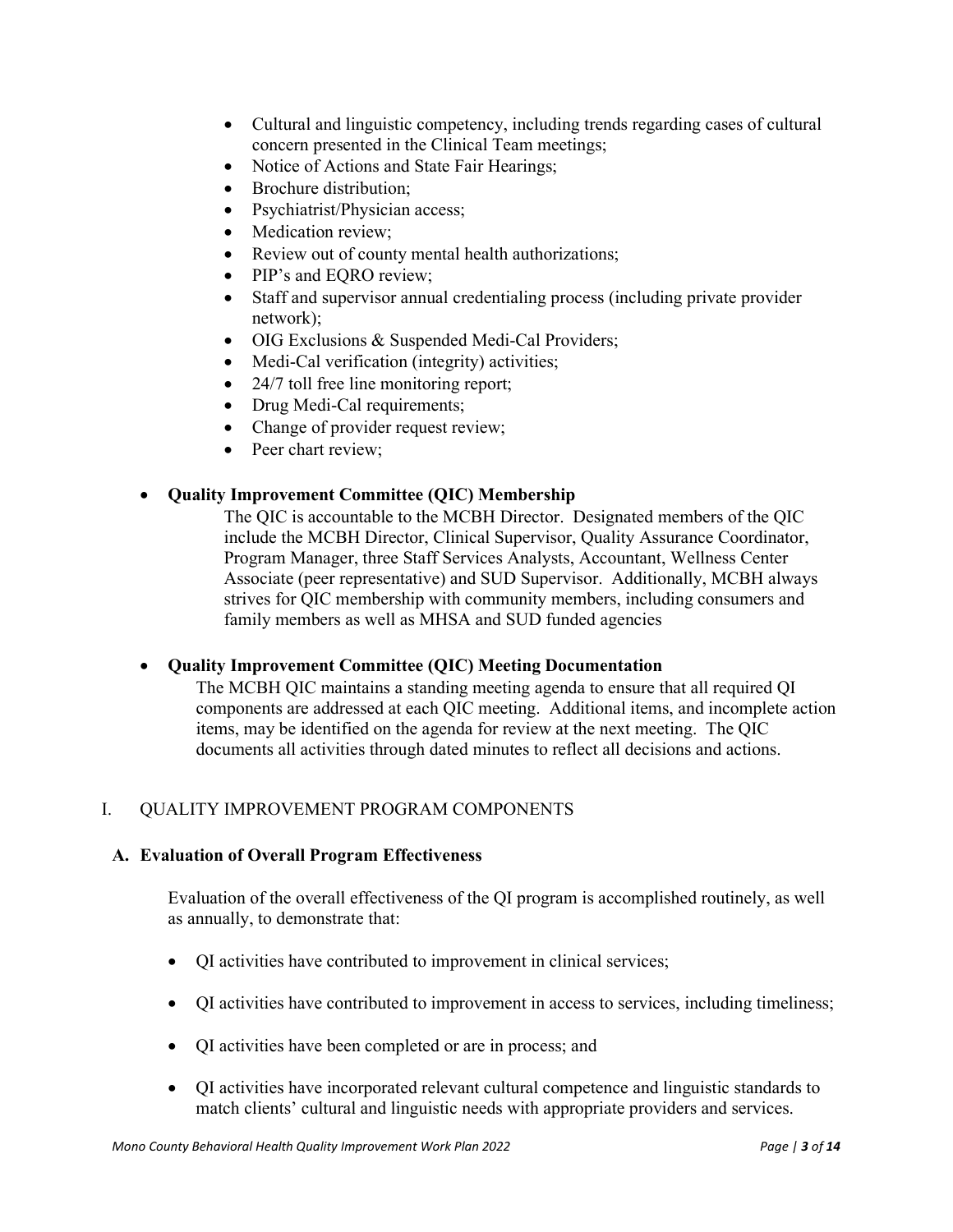- Cultural and linguistic competency, including trends regarding cases of cultural concern presented in the Clinical Team meetings;
- Notice of Actions and State Fair Hearings;
- Brochure distribution;
- Psychiatrist/Physician access;
- Medication review;
- Review out of county mental health authorizations;
- PIP's and EQRO review;
- Staff and supervisor annual credentialing process (including private provider network);
- OIG Exclusions & Suspended Medi-Cal Providers;
- Medi-Cal verification (integrity) activities;
- 24/7 toll free line monitoring report;
- Drug Medi-Cal requirements;
- Change of provider request review;
- Peer chart review;

- **Quality Improvement Committee (QIC) Membership**

  The QIC is accountable to the MCBH Director. Designated members of the QIC include the MCBH Director, Clinical Supervisor, Quality Assurance Coordinator, Program Manager, three Staff Services Analysts, Accountant, Wellness Center Associate (peer representative) and SUD Supervisor. Additionally, MCBH always strives for QIC membership with community members, including consumers and family members as well as MHSA and SUD funded agencies

- **Quality Improvement Committee (QIC) Meeting Documentation**

  The MCBH QIC maintains a standing meeting agenda to ensure that all required QI components are addressed at each QIC meeting. Additional items, and incomplete action items, may be identified on the agenda for review at the next meeting. The QIC documents all activities through dated minutes to reflect all decisions and actions.

## I. QUALITY IMPROVEMENT PROGRAM COMPONENTS

### A. Evaluation of Overall Program Effectiveness

Evaluation of the overall effectiveness of the QI program is accomplished routinely, as well as annually, to demonstrate that:

- QI activities have contributed to improvement in clinical services;
- QI activities have contributed to improvement in access to services, including timeliness;
- QI activities have been completed or are in process; and
- QI activities have incorporated relevant cultural competence and linguistic standards to match clients' cultural and linguistic needs with appropriate providers and services.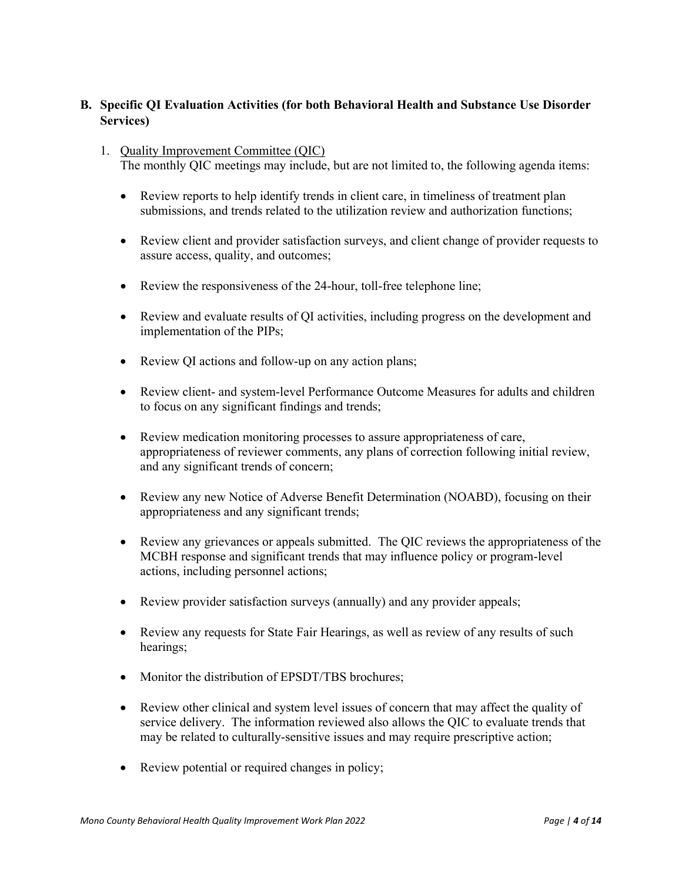## B. Specific QI Evaluation Activities (for both Behavioral Health and Substance Use Disorder Services)

1. Quality Improvement Committee (QIC)
   The monthly QIC meetings may include, but are not limited to, the following agenda items:

   - Review reports to help identify trends in client care, in timeliness of treatment plan submissions, and trends related to the utilization review and authorization functions;
   - Review client and provider satisfaction surveys, and client change of provider requests to assure access, quality, and outcomes;
   - Review the responsiveness of the 24-hour, toll-free telephone line;
   - Review and evaluate results of QI activities, including progress on the development and implementation of the PIPs;
   - Review QI actions and follow-up on any action plans;
   - Review client- and system-level Performance Outcome Measures for adults and children to focus on any significant findings and trends;
   - Review medication monitoring processes to assure appropriateness of care, appropriateness of reviewer comments, any plans of correction following initial review, and any significant trends of concern;
   - Review any new Notice of Adverse Benefit Determination (NOABD), focusing on their appropriateness and any significant trends;
   - Review any grievances or appeals submitted. The QIC reviews the appropriateness of the MCBH response and significant trends that may influence policy or program-level actions, including personnel actions;
   - Review provider satisfaction surveys (annually) and any provider appeals;
   - Review any requests for State Fair Hearings, as well as review of any results of such hearings;
   - Monitor the distribution of EPSDT/TBS brochures;
   - Review other clinical and system level issues of concern that may affect the quality of service delivery. The information reviewed also allows the QIC to evaluate trends that may be related to culturally-sensitive issues and may require prescriptive action;
   - Review potential or required changes in policy;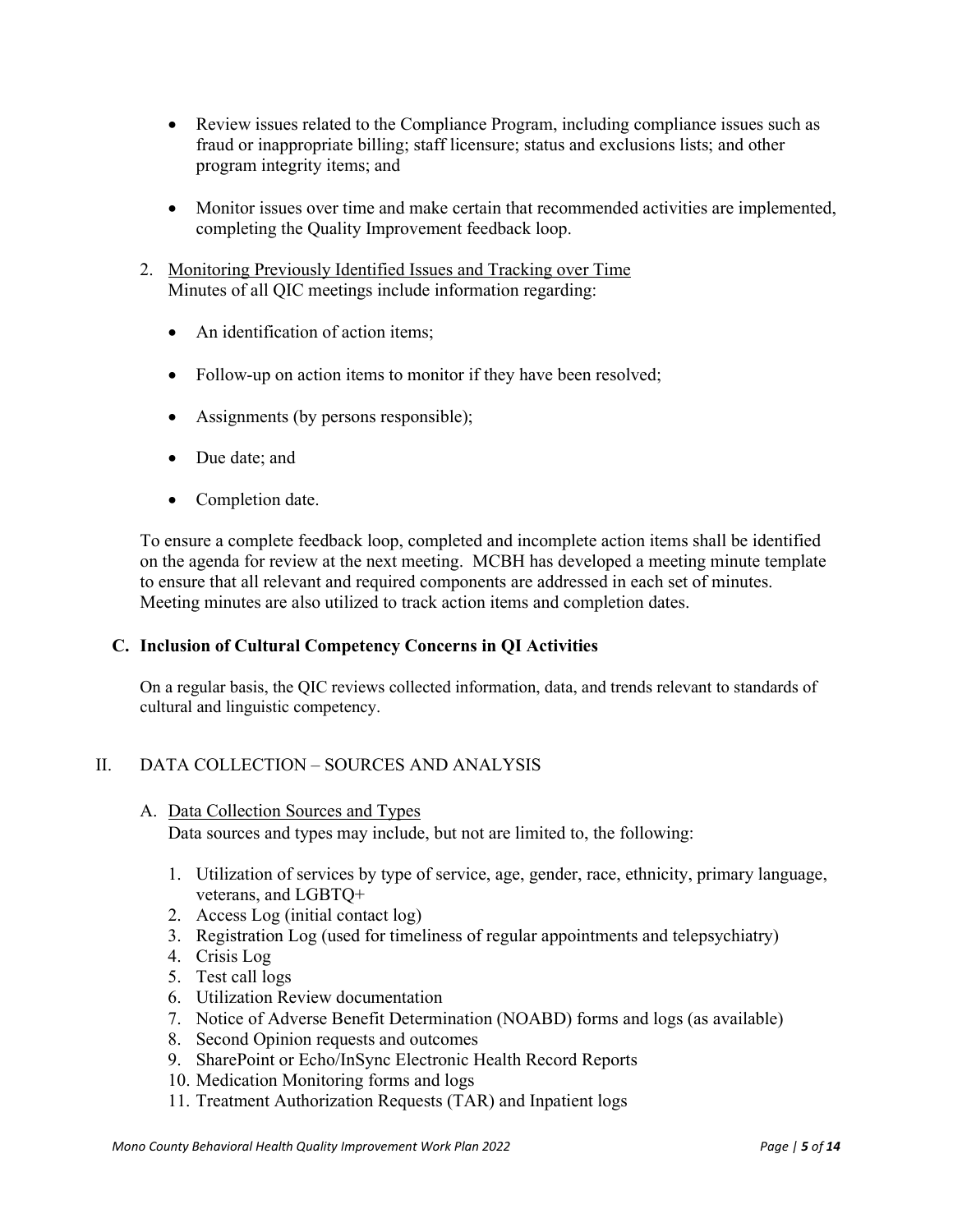- Review issues related to the Compliance Program, including compliance issues such as fraud or inappropriate billing; staff licensure; status and exclusions lists; and other program integrity items; and

- Monitor issues over time and make certain that recommended activities are implemented, completing the Quality Improvement feedback loop.

2. Monitoring Previously Identified Issues and Tracking over Time
   Minutes of all QIC meetings include information regarding:

   - An identification of action items;

   - Follow-up on action items to monitor if they have been resolved;

   - Assignments (by persons responsible);

   - Due date; and

   - Completion date.

   To ensure a complete feedback loop, completed and incomplete action items shall be identified on the agenda for review at the next meeting. MCBH has developed a meeting minute template to ensure that all relevant and required components are addressed in each set of minutes. Meeting minutes are also utilized to track action items and completion dates.

### C. Inclusion of Cultural Competency Concerns in QI Activities

On a regular basis, the QIC reviews collected information, data, and trends relevant to standards of cultural and linguistic competency.

## II. DATA COLLECTION – SOURCES AND ANALYSIS

A. Data Collection Sources and Types
   Data sources and types may include, but not are limited to, the following:

1. Utilization of services by type of service, age, gender, race, ethnicity, primary language, veterans, and LGBTQ+
2. Access Log (initial contact log)
3. Registration Log (used for timeliness of regular appointments and telepsychiatry)
4. Crisis Log
5. Test call logs
6. Utilization Review documentation
7. Notice of Adverse Benefit Determination (NOABD) forms and logs (as available)
8. Second Opinion requests and outcomes
9. SharePoint or Echo/InSync Electronic Health Record Reports
10. Medication Monitoring forms and logs
11. Treatment Authorization Requests (TAR) and Inpatient logs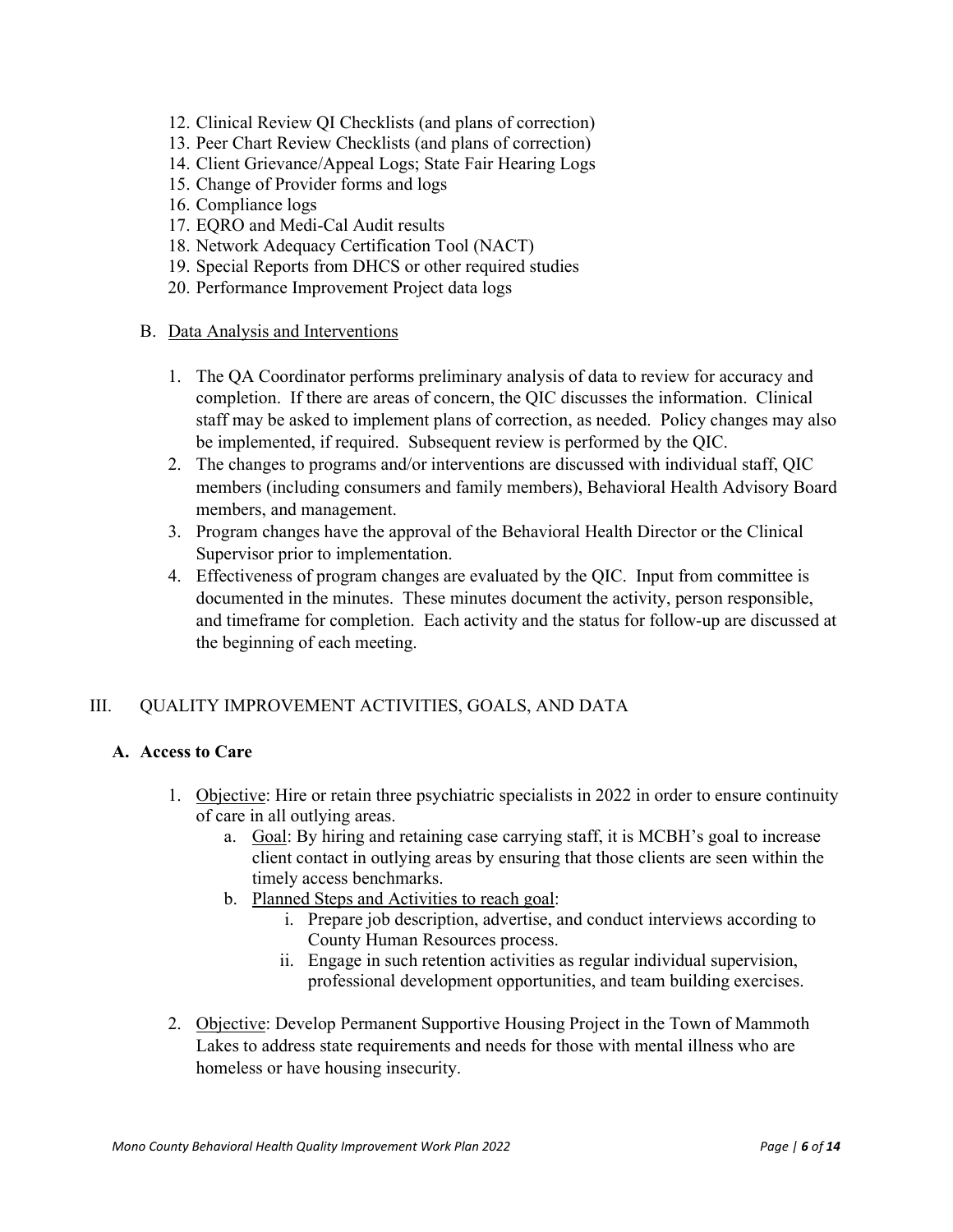12. Clinical Review QI Checklists (and plans of correction)
13. Peer Chart Review Checklists (and plans of correction)
14. Client Grievance/Appeal Logs; State Fair Hearing Logs
15. Change of Provider forms and logs
16. Compliance logs
17. EQRO and Medi-Cal Audit results
18. Network Adequacy Certification Tool (NACT)
19. Special Reports from DHCS or other required studies
20. Performance Improvement Project data logs

B. Data Analysis and Interventions

1. The QA Coordinator performs preliminary analysis of data to review for accuracy and completion. If there are areas of concern, the QIC discusses the information. Clinical staff may be asked to implement plans of correction, as needed. Policy changes may also be implemented, if required. Subsequent review is performed by the QIC.
2. The changes to programs and/or interventions are discussed with individual staff, QIC members (including consumers and family members), Behavioral Health Advisory Board members, and management.
3. Program changes have the approval of the Behavioral Health Director or the Clinical Supervisor prior to implementation.
4. Effectiveness of program changes are evaluated by the QIC. Input from committee is documented in the minutes. These minutes document the activity, person responsible, and timeframe for completion. Each activity and the status for follow-up are discussed at the beginning of each meeting.

## III. QUALITY IMPROVEMENT ACTIVITIES, GOALS, AND DATA

### A. Access to Care

1. Objective: Hire or retain three psychiatric specialists in 2022 in order to ensure continuity of care in all outlying areas.
   a. Goal: By hiring and retaining case carrying staff, it is MCBH's goal to increase client contact in outlying areas by ensuring that those clients are seen within the timely access benchmarks.
   b. Planned Steps and Activities to reach goal:
      i. Prepare job description, advertise, and conduct interviews according to County Human Resources process.
      ii. Engage in such retention activities as regular individual supervision, professional development opportunities, and team building exercises.

2. Objective: Develop Permanent Supportive Housing Project in the Town of Mammoth Lakes to address state requirements and needs for those with mental illness who are homeless or have housing insecurity.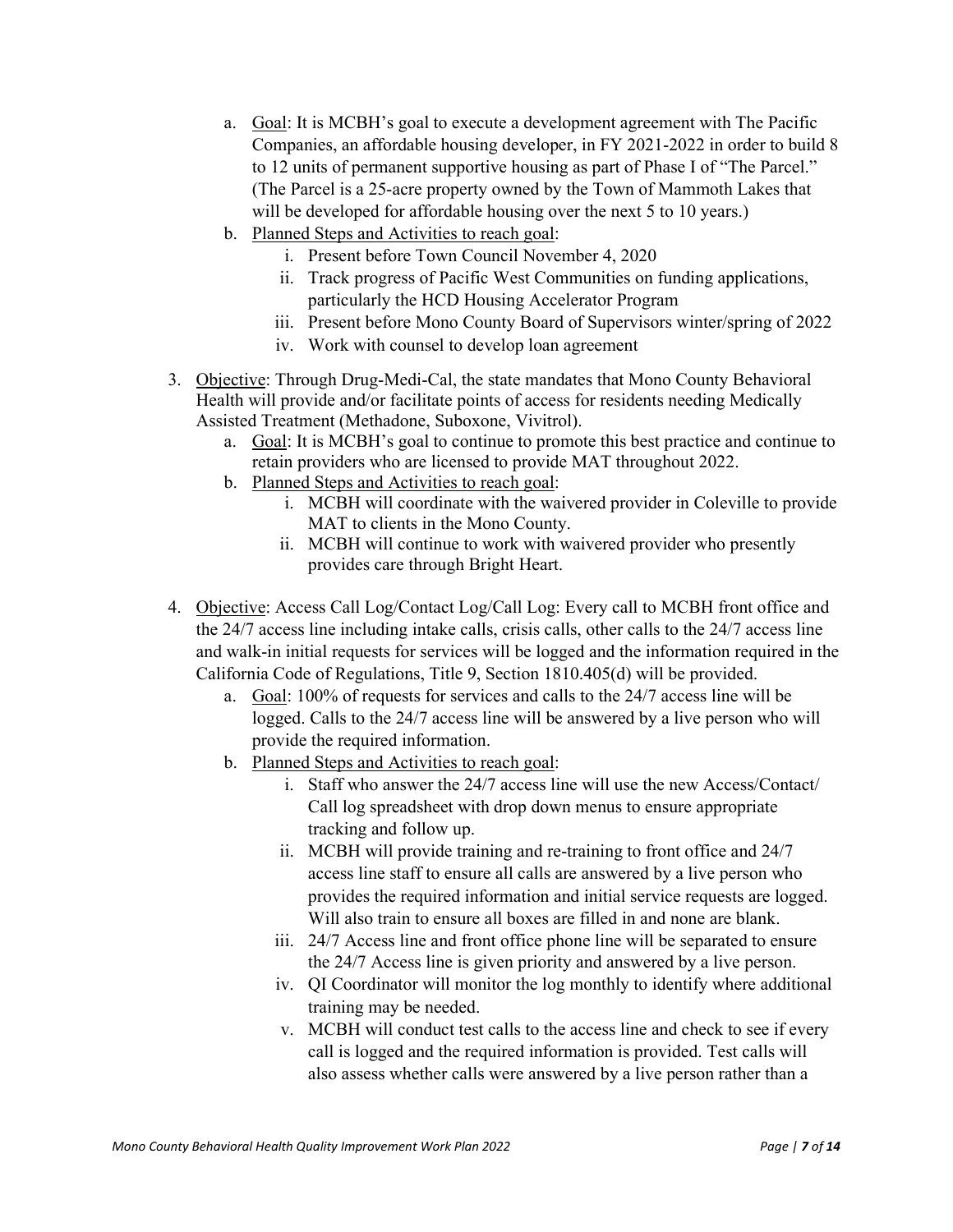a. <u>Goal</u>: It is MCBH's goal to execute a development agreement with The Pacific Companies, an affordable housing developer, in FY 2021-2022 in order to build 8 to 12 units of permanent supportive housing as part of Phase I of "The Parcel." (The Parcel is a 25-acre property owned by the Town of Mammoth Lakes that will be developed for affordable housing over the next 5 to 10 years.)

b. <u>Planned Steps and Activities to reach goal</u>:
   i. Present before Town Council November 4, 2020
   ii. Track progress of Pacific West Communities on funding applications, particularly the HCD Housing Accelerator Program
   iii. Present before Mono County Board of Supervisors winter/spring of 2022
   iv. Work with counsel to develop loan agreement

3. <u>Objective</u>: Through Drug-Medi-Cal, the state mandates that Mono County Behavioral Health will provide and/or facilitate points of access for residents needing Medically Assisted Treatment (Methadone, Suboxone, Vivitrol).
   a. <u>Goal</u>: It is MCBH's goal to continue to promote this best practice and continue to retain providers who are licensed to provide MAT throughout 2022.
   b. <u>Planned Steps and Activities to reach goal</u>:
      i. MCBH will coordinate with the waivered provider in Coleville to provide MAT to clients in the Mono County.
      ii. MCBH will continue to work with waivered provider who presently provides care through Bright Heart.

4. <u>Objective</u>: Access Call Log/Contact Log/Call Log: Every call to MCBH front office and the 24/7 access line including intake calls, crisis calls, other calls to the 24/7 access line and walk-in initial requests for services will be logged and the information required in the California Code of Regulations, Title 9, Section 1810.405(d) will be provided.
   a. <u>Goal</u>: 100% of requests for services and calls to the 24/7 access line will be logged. Calls to the 24/7 access line will be answered by a live person who will provide the required information.
   b. <u>Planned Steps and Activities to reach goal</u>:
      i. Staff who answer the 24/7 access line will use the new Access/Contact/ Call log spreadsheet with drop down menus to ensure appropriate tracking and follow up.
      ii. MCBH will provide training and re-training to front office and 24/7 access line staff to ensure all calls are answered by a live person who provides the required information and initial service requests are logged. Will also train to ensure all boxes are filled in and none are blank.
      iii. 24/7 Access line and front office phone line will be separated to ensure the 24/7 Access line is given priority and answered by a live person.
      iv. QI Coordinator will monitor the log monthly to identify where additional training may be needed.
      v. MCBH will conduct test calls to the access line and check to see if every call is logged and the required information is provided. Test calls will also assess whether calls were answered by a live person rather than a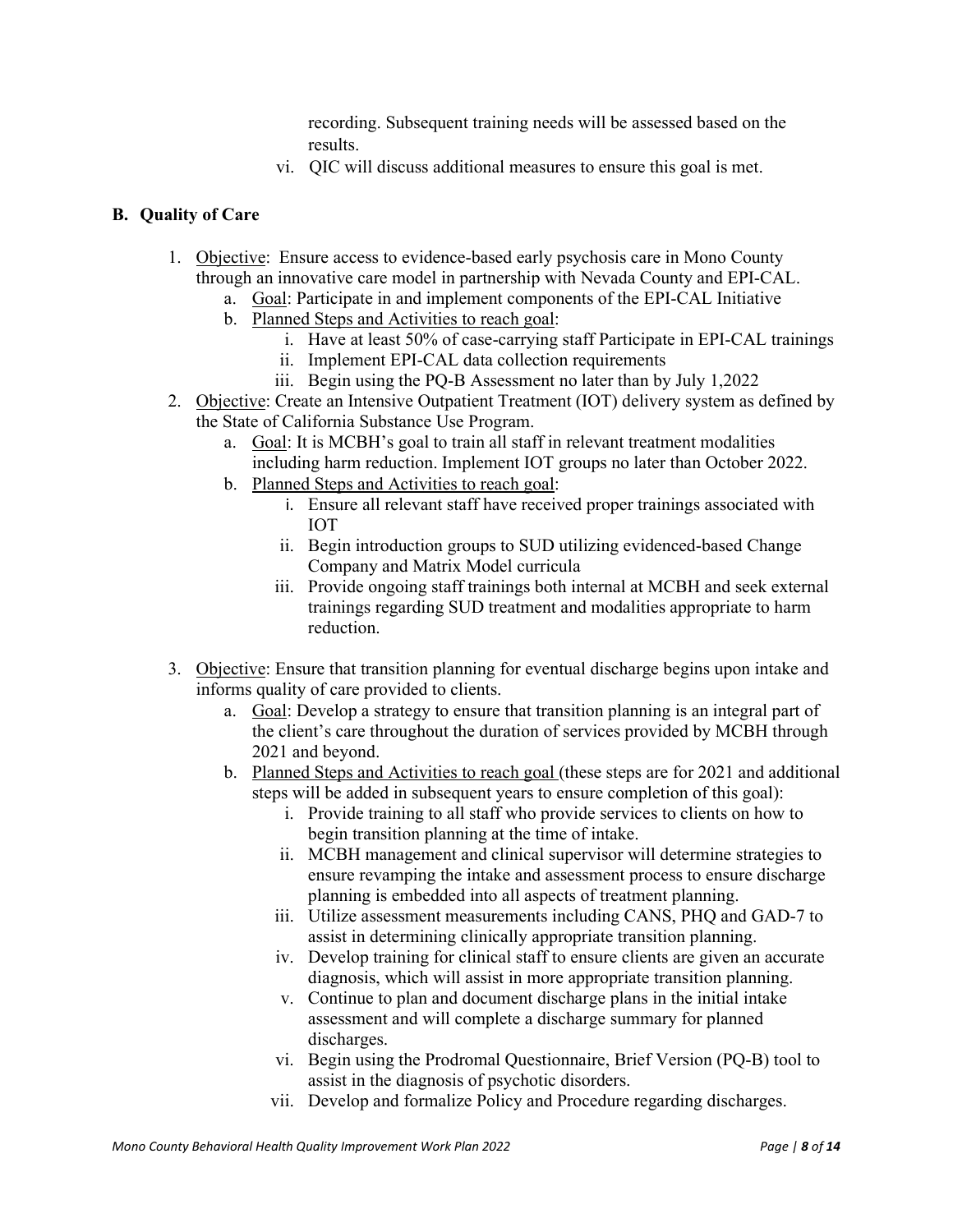recording. Subsequent training needs will be assessed based on the results.

vi. QIC will discuss additional measures to ensure this goal is met.

## B. Quality of Care

1. Objective: Ensure access to evidence-based early psychosis care in Mono County through an innovative care model in partnership with Nevada County and EPI-CAL.
   a. Goal: Participate in and implement components of the EPI-CAL Initiative
   b. Planned Steps and Activities to reach goal:
      i. Have at least 50% of case-carrying staff Participate in EPI-CAL trainings
      ii. Implement EPI-CAL data collection requirements
      iii. Begin using the PQ-B Assessment no later than by July 1,2022
2. Objective: Create an Intensive Outpatient Treatment (IOT) delivery system as defined by the State of California Substance Use Program.
   a. Goal: It is MCBH's goal to train all staff in relevant treatment modalities including harm reduction. Implement IOT groups no later than October 2022.
   b. Planned Steps and Activities to reach goal:
      i. Ensure all relevant staff have received proper trainings associated with IOT
      ii. Begin introduction groups to SUD utilizing evidenced-based Change Company and Matrix Model curricula
      iii. Provide ongoing staff trainings both internal at MCBH and seek external trainings regarding SUD treatment and modalities appropriate to harm reduction.
3. Objective: Ensure that transition planning for eventual discharge begins upon intake and informs quality of care provided to clients.
   a. Goal: Develop a strategy to ensure that transition planning is an integral part of the client's care throughout the duration of services provided by MCBH through 2021 and beyond.
   b. Planned Steps and Activities to reach goal (these steps are for 2021 and additional steps will be added in subsequent years to ensure completion of this goal):
      i. Provide training to all staff who provide services to clients on how to begin transition planning at the time of intake.
      ii. MCBH management and clinical supervisor will determine strategies to ensure revamping the intake and assessment process to ensure discharge planning is embedded into all aspects of treatment planning.
      iii. Utilize assessment measurements including CANS, PHQ and GAD-7 to assist in determining clinically appropriate transition planning.
      iv. Develop training for clinical staff to ensure clients are given an accurate diagnosis, which will assist in more appropriate transition planning.
      v. Continue to plan and document discharge plans in the initial intake assessment and will complete a discharge summary for planned discharges.
      vi. Begin using the Prodromal Questionnaire, Brief Version (PQ-B) tool to assist in the diagnosis of psychotic disorders.
      vii. Develop and formalize Policy and Procedure regarding discharges.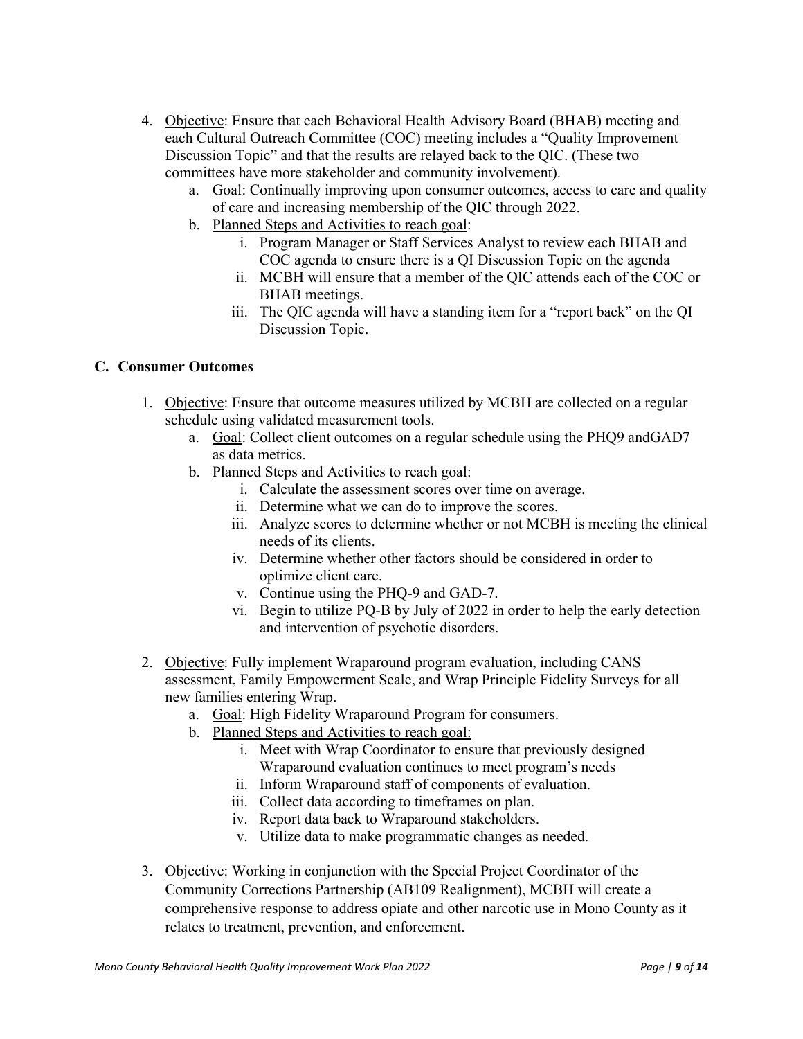4. Objective: Ensure that each Behavioral Health Advisory Board (BHAB) meeting and each Cultural Outreach Committee (COC) meeting includes a "Quality Improvement Discussion Topic" and that the results are relayed back to the QIC. (These two committees have more stakeholder and community involvement).
   a. Goal: Continually improving upon consumer outcomes, access to care and quality of care and increasing membership of the QIC through 2022.
   b. Planned Steps and Activities to reach goal:
      i. Program Manager or Staff Services Analyst to review each BHAB and COC agenda to ensure there is a QI Discussion Topic on the agenda
      ii. MCBH will ensure that a member of the QIC attends each of the COC or BHAB meetings.
      iii. The QIC agenda will have a standing item for a "report back" on the QI Discussion Topic.

## C. Consumer Outcomes

1. Objective: Ensure that outcome measures utilized by MCBH are collected on a regular schedule using validated measurement tools.
   a. Goal: Collect client outcomes on a regular schedule using the PHQ9 andGAD7 as data metrics.
   b. Planned Steps and Activities to reach goal:
      i. Calculate the assessment scores over time on average.
      ii. Determine what we can do to improve the scores.
      iii. Analyze scores to determine whether or not MCBH is meeting the clinical needs of its clients.
      iv. Determine whether other factors should be considered in order to optimize client care.
      v. Continue using the PHQ-9 and GAD-7.
      vi. Begin to utilize PQ-B by July of 2022 in order to help the early detection and intervention of psychotic disorders.

2. Objective: Fully implement Wraparound program evaluation, including CANS assessment, Family Empowerment Scale, and Wrap Principle Fidelity Surveys for all new families entering Wrap.
   a. Goal: High Fidelity Wraparound Program for consumers.
   b. Planned Steps and Activities to reach goal:
      i. Meet with Wrap Coordinator to ensure that previously designed Wraparound evaluation continues to meet program's needs
      ii. Inform Wraparound staff of components of evaluation.
      iii. Collect data according to timeframes on plan.
      iv. Report data back to Wraparound stakeholders.
      v. Utilize data to make programmatic changes as needed.

3. Objective: Working in conjunction with the Special Project Coordinator of the Community Corrections Partnership (AB109 Realignment), MCBH will create a comprehensive response to address opiate and other narcotic use in Mono County as it relates to treatment, prevention, and enforcement.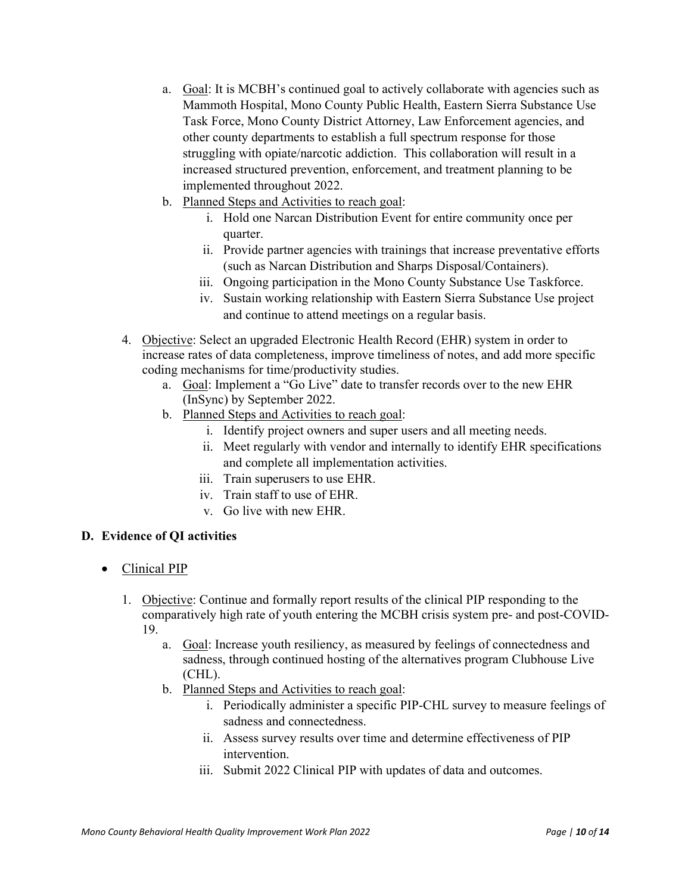a. Goal: It is MCBH's continued goal to actively collaborate with agencies such as Mammoth Hospital, Mono County Public Health, Eastern Sierra Substance Use Task Force, Mono County District Attorney, Law Enforcement agencies, and other county departments to establish a full spectrum response for those struggling with opiate/narcotic addiction. This collaboration will result in a increased structured prevention, enforcement, and treatment planning to be implemented throughout 2022.
   b. Planned Steps and Activities to reach goal:
      i. Hold one Narcan Distribution Event for entire community once per quarter.
      ii. Provide partner agencies with trainings that increase preventative efforts (such as Narcan Distribution and Sharps Disposal/Containers).
      iii. Ongoing participation in the Mono County Substance Use Taskforce.
      iv. Sustain working relationship with Eastern Sierra Substance Use project and continue to attend meetings on a regular basis.

4. Objective: Select an upgraded Electronic Health Record (EHR) system in order to increase rates of data completeness, improve timeliness of notes, and add more specific coding mechanisms for time/productivity studies.
   a. Goal: Implement a "Go Live" date to transfer records over to the new EHR (InSync) by September 2022.
   b. Planned Steps and Activities to reach goal:
      i. Identify project owners and super users and all meeting needs.
      ii. Meet regularly with vendor and internally to identify EHR specifications and complete all implementation activities.
      iii. Train superusers to use EHR.
      iv. Train staff to use of EHR.
      v. Go live with new EHR.

**D. Evidence of QI activities**

- Clinical PIP

1. Objective: Continue and formally report results of the clinical PIP responding to the comparatively high rate of youth entering the MCBH crisis system pre- and post-COVID-19.
   a. Goal: Increase youth resiliency, as measured by feelings of connectedness and sadness, through continued hosting of the alternatives program Clubhouse Live (CHL).
   b. Planned Steps and Activities to reach goal:
      i. Periodically administer a specific PIP-CHL survey to measure feelings of sadness and connectedness.
      ii. Assess survey results over time and determine effectiveness of PIP intervention.
      iii. Submit 2022 Clinical PIP with updates of data and outcomes.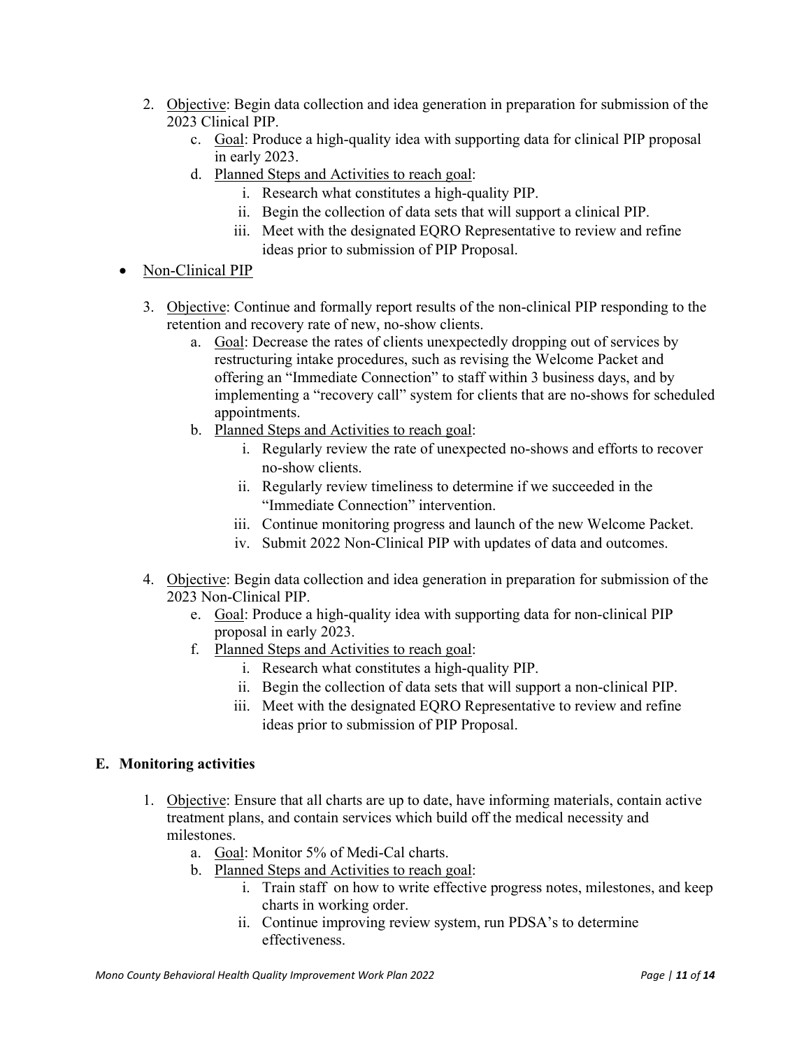2. <u>Objective</u>: Begin data collection and idea generation in preparation for submission of the 2023 Clinical PIP.
    c. <u>Goal</u>: Produce a high-quality idea with supporting data for clinical PIP proposal in early 2023.
    d. <u>Planned Steps and Activities to reach goal</u>:
        i. Research what constitutes a high-quality PIP.
        ii. Begin the collection of data sets that will support a clinical PIP.
        iii. Meet with the designated EQRO Representative to review and refine ideas prior to submission of PIP Proposal.

- <u>Non-Clinical PIP</u>

3. <u>Objective</u>: Continue and formally report results of the non-clinical PIP responding to the retention and recovery rate of new, no-show clients.
    a. <u>Goal</u>: Decrease the rates of clients unexpectedly dropping out of services by restructuring intake procedures, such as revising the Welcome Packet and offering an "Immediate Connection" to staff within 3 business days, and by implementing a "recovery call" system for clients that are no-shows for scheduled appointments.
    b. <u>Planned Steps and Activities to reach goal</u>:
        i. Regularly review the rate of unexpected no-shows and efforts to recover no-show clients.
        ii. Regularly review timeliness to determine if we succeeded in the "Immediate Connection" intervention.
        iii. Continue monitoring progress and launch of the new Welcome Packet.
        iv. Submit 2022 Non-Clinical PIP with updates of data and outcomes.

4. <u>Objective</u>: Begin data collection and idea generation in preparation for submission of the 2023 Non-Clinical PIP.
    e. <u>Goal</u>: Produce a high-quality idea with supporting data for non-clinical PIP proposal in early 2023.
    f. <u>Planned Steps and Activities to reach goal</u>:
        i. Research what constitutes a high-quality PIP.
        ii. Begin the collection of data sets that will support a non-clinical PIP.
        iii. Meet with the designated EQRO Representative to review and refine ideas prior to submission of PIP Proposal.

### E. Monitoring activities

1. <u>Objective</u>: Ensure that all charts are up to date, have informing materials, contain active treatment plans, and contain services which build off the medical necessity and milestones.
    a. <u>Goal</u>: Monitor 5% of Medi-Cal charts.
    b. <u>Planned Steps and Activities to reach goal</u>:
        i. Train staff on how to write effective progress notes, milestones, and keep charts in working order.
        ii. Continue improving review system, run PDSA's to determine effectiveness.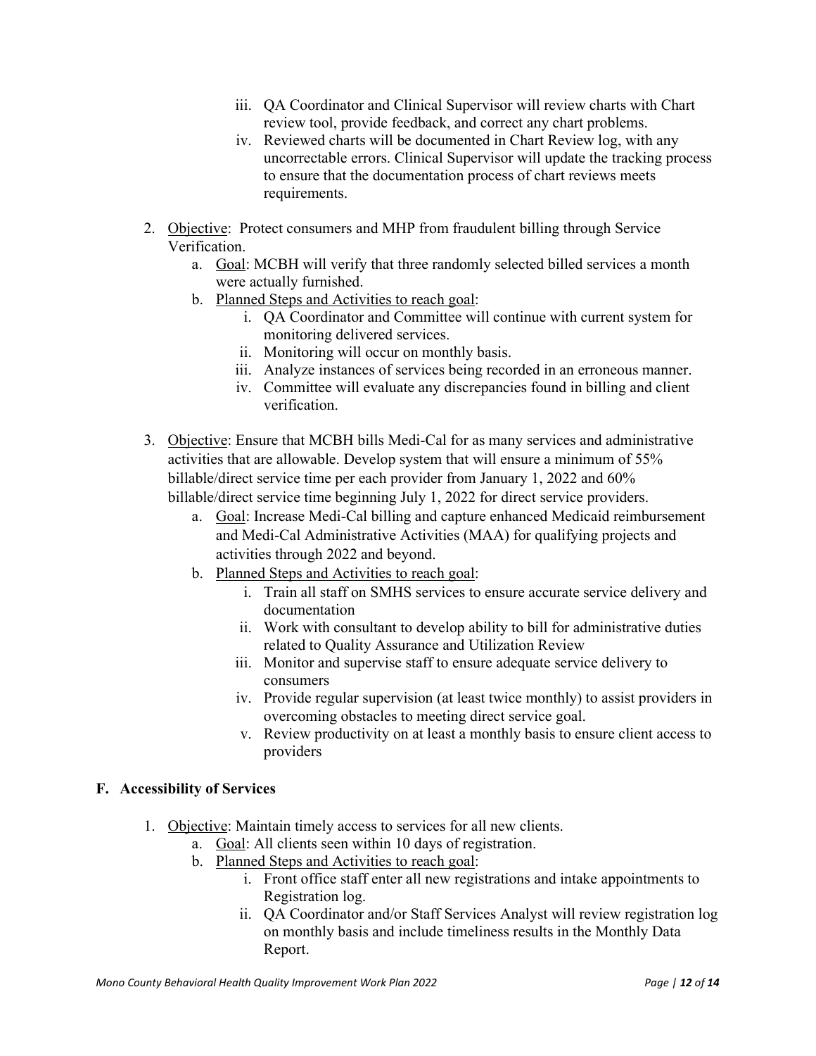iii. QA Coordinator and Clinical Supervisor will review charts with Chart review tool, provide feedback, and correct any chart problems.

iv. Reviewed charts will be documented in Chart Review log, with any uncorrectable errors. Clinical Supervisor will update the tracking process to ensure that the documentation process of chart reviews meets requirements.

2. Objective: Protect consumers and MHP from fraudulent billing through Service Verification.
   a. Goal: MCBH will verify that three randomly selected billed services a month were actually furnished.
   b. Planned Steps and Activities to reach goal:
      i. QA Coordinator and Committee will continue with current system for monitoring delivered services.
      ii. Monitoring will occur on monthly basis.
      iii. Analyze instances of services being recorded in an erroneous manner.
      iv. Committee will evaluate any discrepancies found in billing and client verification.

3. Objective: Ensure that MCBH bills Medi-Cal for as many services and administrative activities that are allowable. Develop system that will ensure a minimum of 55% billable/direct service time per each provider from January 1, 2022 and 60% billable/direct service time beginning July 1, 2022 for direct service providers.
   a. Goal: Increase Medi-Cal billing and capture enhanced Medicaid reimbursement and Medi-Cal Administrative Activities (MAA) for qualifying projects and activities through 2022 and beyond.
   b. Planned Steps and Activities to reach goal:
      i. Train all staff on SMHS services to ensure accurate service delivery and documentation
      ii. Work with consultant to develop ability to bill for administrative duties related to Quality Assurance and Utilization Review
      iii. Monitor and supervise staff to ensure adequate service delivery to consumers
      iv. Provide regular supervision (at least twice monthly) to assist providers in overcoming obstacles to meeting direct service goal.
      v. Review productivity on at least a monthly basis to ensure client access to providers

## F. Accessibility of Services

1. Objective: Maintain timely access to services for all new clients.
   a. Goal: All clients seen within 10 days of registration.
   b. Planned Steps and Activities to reach goal:
      i. Front office staff enter all new registrations and intake appointments to Registration log.
      ii. QA Coordinator and/or Staff Services Analyst will review registration log on monthly basis and include timeliness results in the Monthly Data Report.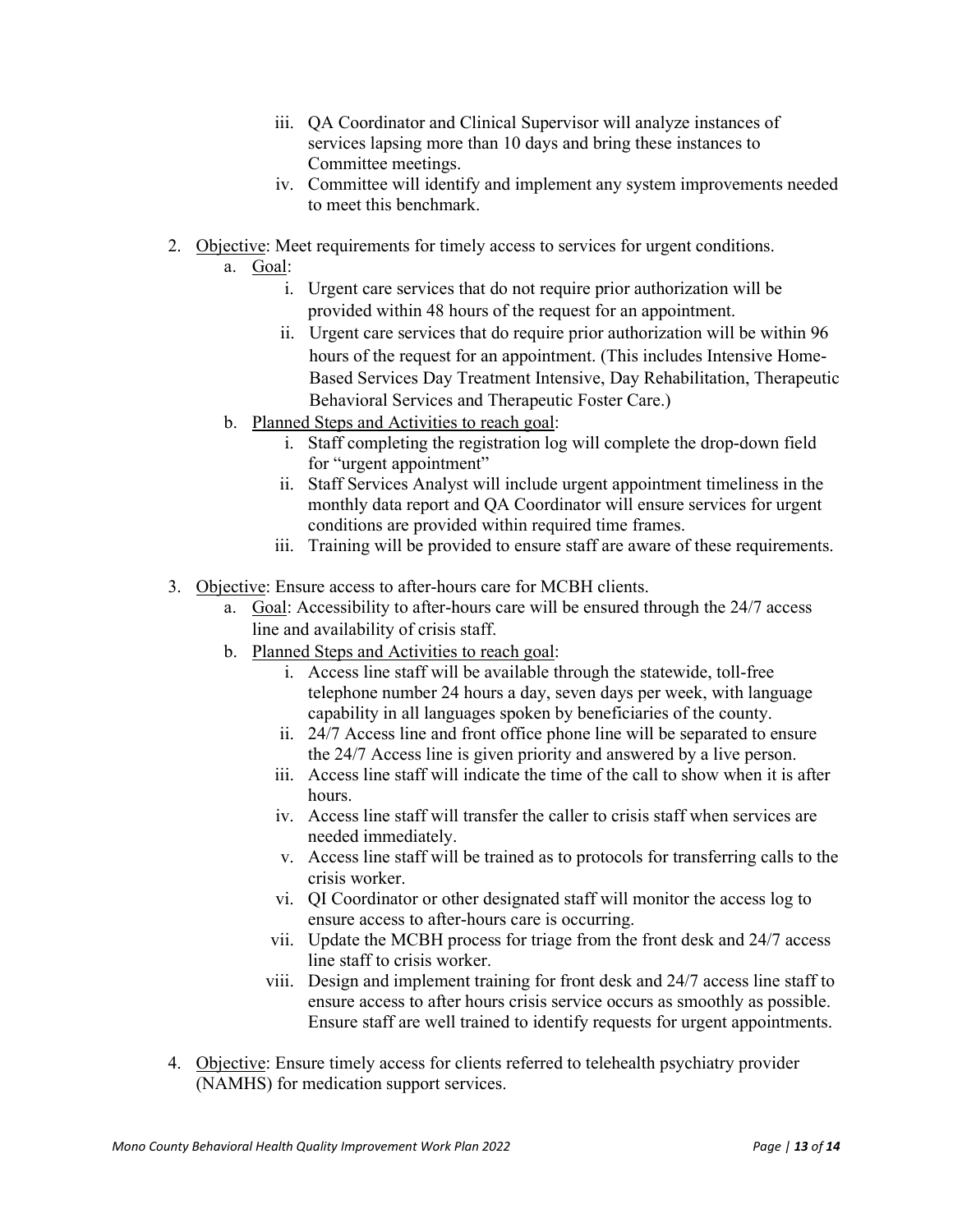iii. QA Coordinator and Clinical Supervisor will analyze instances of services lapsing more than 10 days and bring these instances to Committee meetings.
   iv. Committee will identify and implement any system improvements needed to meet this benchmark.

2. Objective: Meet requirements for timely access to services for urgent conditions.
   a. Goal:
      i. Urgent care services that do not require prior authorization will be provided within 48 hours of the request for an appointment.
      ii. Urgent care services that do require prior authorization will be within 96 hours of the request for an appointment. (This includes Intensive Home-Based Services Day Treatment Intensive, Day Rehabilitation, Therapeutic Behavioral Services and Therapeutic Foster Care.)
   b. Planned Steps and Activities to reach goal:
      i. Staff completing the registration log will complete the drop-down field for "urgent appointment"
      ii. Staff Services Analyst will include urgent appointment timeliness in the monthly data report and QA Coordinator will ensure services for urgent conditions are provided within required time frames.
      iii. Training will be provided to ensure staff are aware of these requirements.

3. Objective: Ensure access to after-hours care for MCBH clients.
   a. Goal: Accessibility to after-hours care will be ensured through the 24/7 access line and availability of crisis staff.
   b. Planned Steps and Activities to reach goal:
      i. Access line staff will be available through the statewide, toll-free telephone number 24 hours a day, seven days per week, with language capability in all languages spoken by beneficiaries of the county.
      ii. 24/7 Access line and front office phone line will be separated to ensure the 24/7 Access line is given priority and answered by a live person.
      iii. Access line staff will indicate the time of the call to show when it is after hours.
      iv. Access line staff will transfer the caller to crisis staff when services are needed immediately.
      v. Access line staff will be trained as to protocols for transferring calls to the crisis worker.
      vi. QI Coordinator or other designated staff will monitor the access log to ensure access to after-hours care is occurring.
      vii. Update the MCBH process for triage from the front desk and 24/7 access line staff to crisis worker.
      viii. Design and implement training for front desk and 24/7 access line staff to ensure access to after hours crisis service occurs as smoothly as possible. Ensure staff are well trained to identify requests for urgent appointments.

4. Objective: Ensure timely access for clients referred to telehealth psychiatry provider (NAMHS) for medication support services.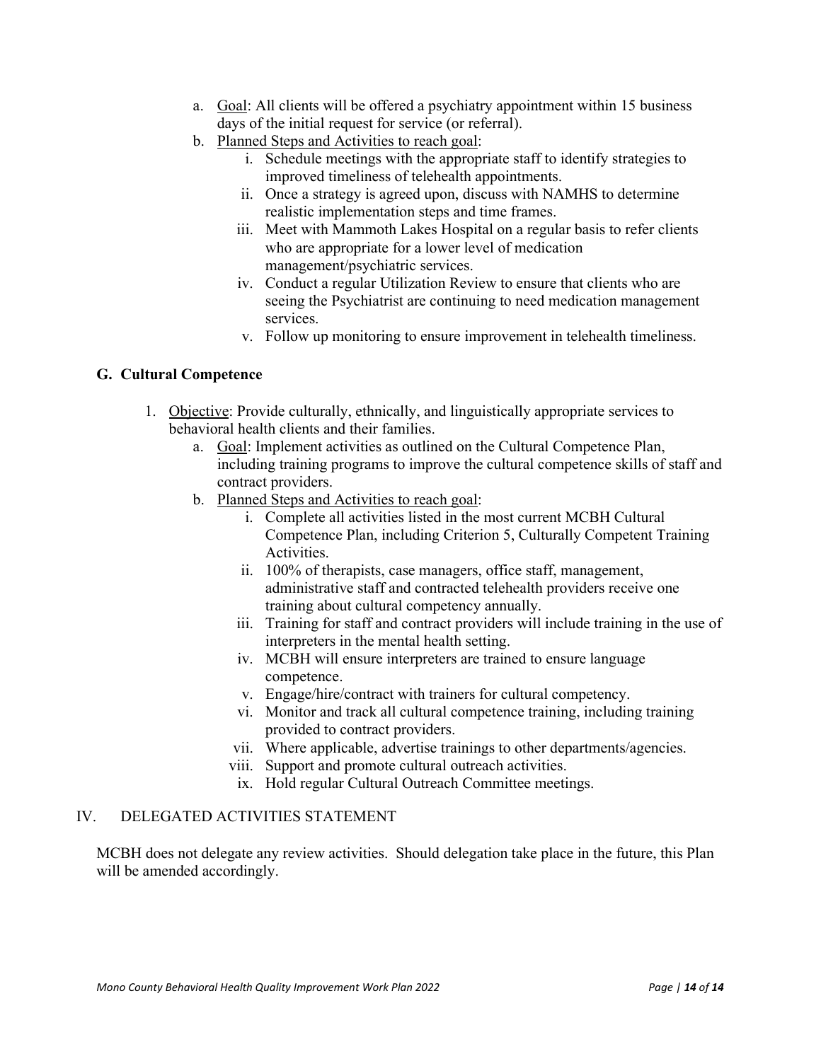a. Goal: All clients will be offered a psychiatry appointment within 15 business days of the initial request for service (or referral).
b. Planned Steps and Activities to reach goal:
    i. Schedule meetings with the appropriate staff to identify strategies to improved timeliness of telehealth appointments.
    ii. Once a strategy is agreed upon, discuss with NAMHS to determine realistic implementation steps and time frames.
    iii. Meet with Mammoth Lakes Hospital on a regular basis to refer clients who are appropriate for a lower level of medication management/psychiatric services.
    iv. Conduct a regular Utilization Review to ensure that clients who are seeing the Psychiatrist are continuing to need medication management services.
    v. Follow up monitoring to ensure improvement in telehealth timeliness.

### G. Cultural Competence

1. Objective: Provide culturally, ethnically, and linguistically appropriate services to behavioral health clients and their families.
    a. Goal: Implement activities as outlined on the Cultural Competence Plan, including training programs to improve the cultural competence skills of staff and contract providers.
    b. Planned Steps and Activities to reach goal:
        i. Complete all activities listed in the most current MCBH Cultural Competence Plan, including Criterion 5, Culturally Competent Training Activities.
        ii. 100% of therapists, case managers, office staff, management, administrative staff and contracted telehealth providers receive one training about cultural competency annually.
        iii. Training for staff and contract providers will include training in the use of interpreters in the mental health setting.
        iv. MCBH will ensure interpreters are trained to ensure language competence.
        v. Engage/hire/contract with trainers for cultural competency.
        vi. Monitor and track all cultural competence training, including training provided to contract providers.
        vii. Where applicable, advertise trainings to other departments/agencies.
        viii. Support and promote cultural outreach activities.
        ix. Hold regular Cultural Outreach Committee meetings.

## IV. DELEGATED ACTIVITIES STATEMENT

MCBH does not delegate any review activities. Should delegation take place in the future, this Plan will be amended accordingly.